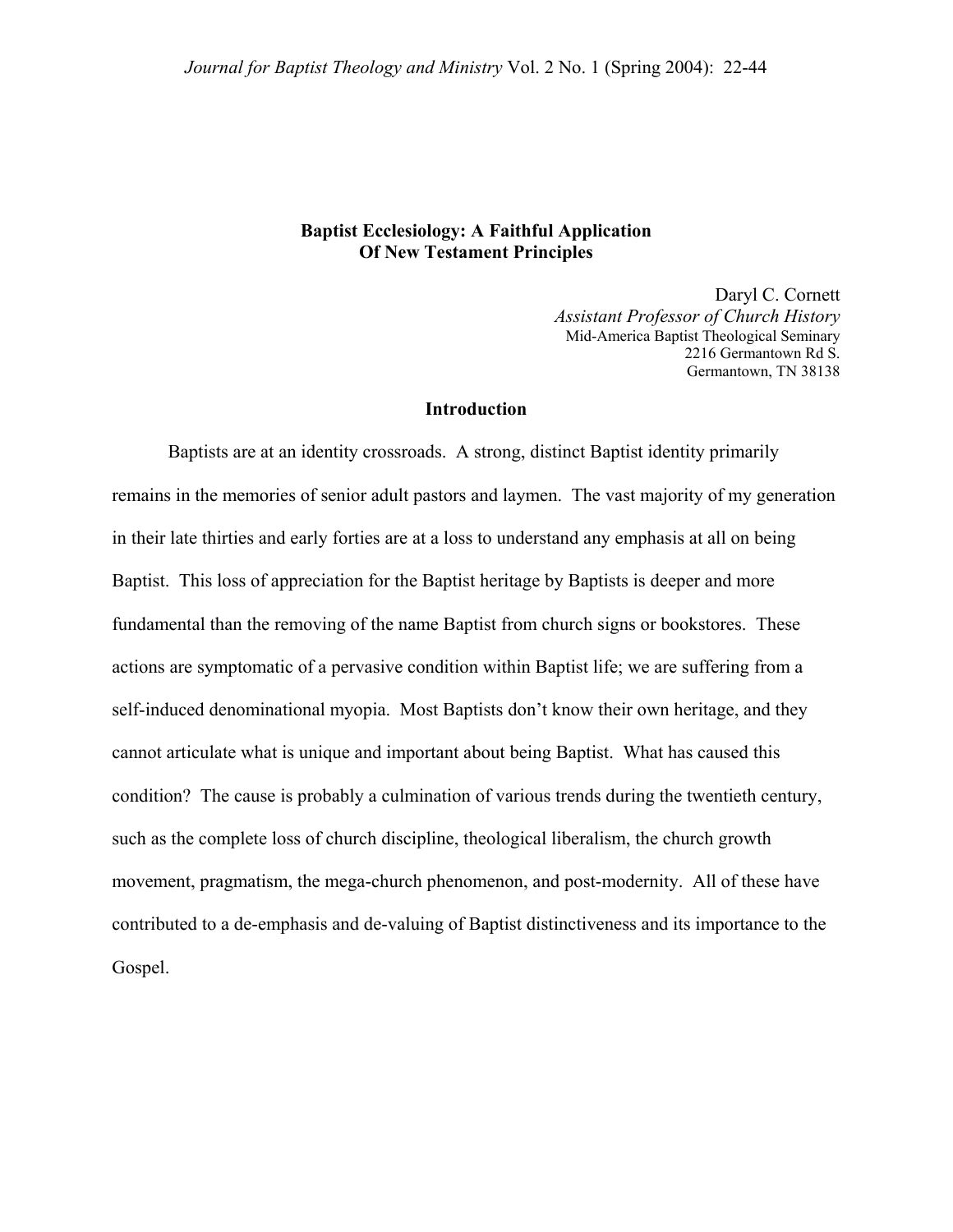# Baptist Ecclesiology: A Faithful Application Of New Testament Principles

Daryl C. Cornett
*Assistant Professor of Church History*
Mid-America Baptist Theological Seminary
2216 Germantown Rd S.
Germantown, TN 38138

## Introduction

Baptists are at an identity crossroads. A strong, distinct Baptist identity primarily remains in the memories of senior adult pastors and laymen. The vast majority of my generation in their late thirties and early forties are at a loss to understand any emphasis at all on being Baptist. This loss of appreciation for the Baptist heritage by Baptists is deeper and more fundamental than the removing of the name Baptist from church signs or bookstores. These actions are symptomatic of a pervasive condition within Baptist life; we are suffering from a self-induced denominational myopia. Most Baptists don't know their own heritage, and they cannot articulate what is unique and important about being Baptist. What has caused this condition? The cause is probably a culmination of various trends during the twentieth century, such as the complete loss of church discipline, theological liberalism, the church growth movement, pragmatism, the mega-church phenomenon, and post-modernity. All of these have contributed to a de-emphasis and de-valuing of Baptist distinctiveness and its importance to the Gospel.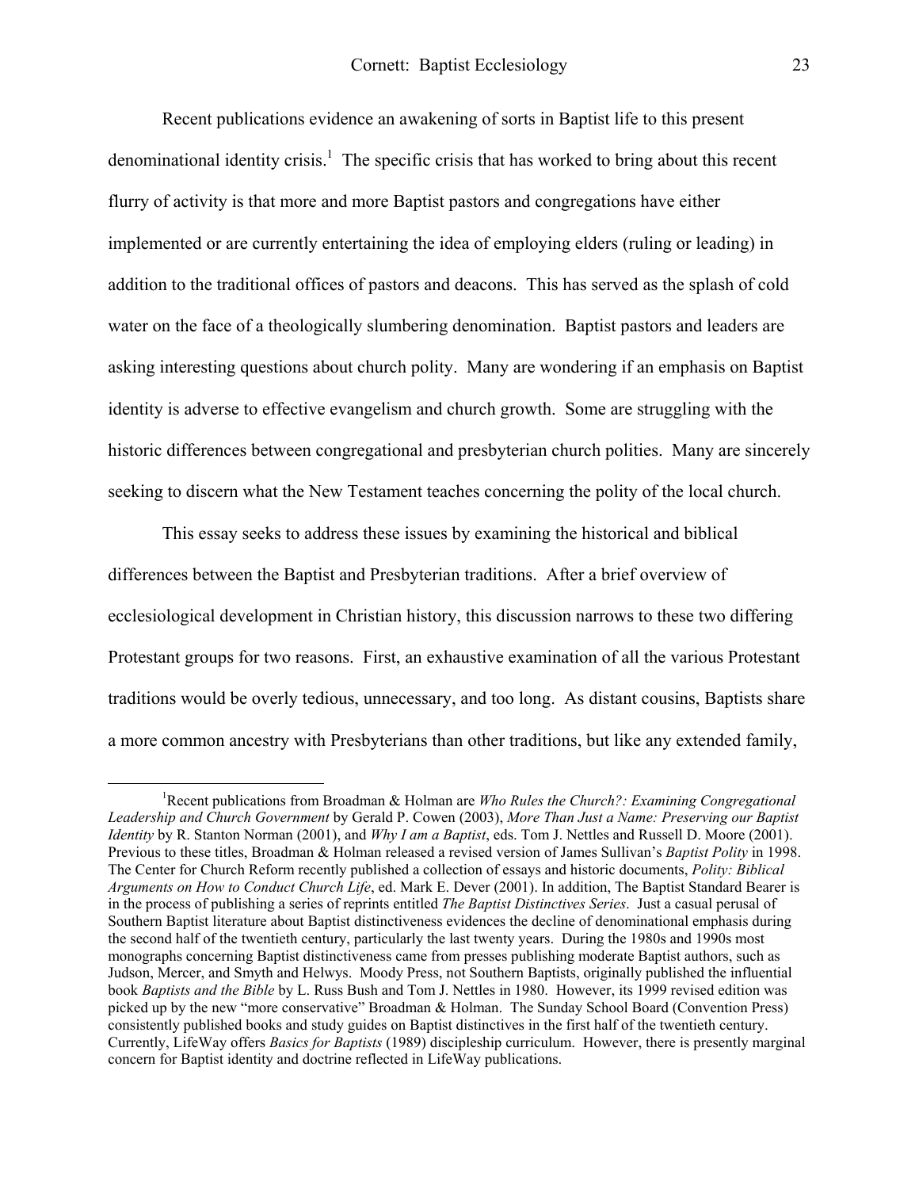Recent publications evidence an awakening of sorts in Baptist life to this present denominational identity crisis.[1] The specific crisis that has worked to bring about this recent flurry of activity is that more and more Baptist pastors and congregations have either implemented or are currently entertaining the idea of employing elders (ruling or leading) in addition to the traditional offices of pastors and deacons. This has served as the splash of cold water on the face of a theologically slumbering denomination. Baptist pastors and leaders are asking interesting questions about church polity. Many are wondering if an emphasis on Baptist identity is adverse to effective evangelism and church growth. Some are struggling with the historic differences between congregational and presbyterian church polities. Many are sincerely seeking to discern what the New Testament teaches concerning the polity of the local church.

This essay seeks to address these issues by examining the historical and biblical differences between the Baptist and Presbyterian traditions. After a brief overview of ecclesiological development in Christian history, this discussion narrows to these two differing Protestant groups for two reasons. First, an exhaustive examination of all the various Protestant traditions would be overly tedious, unnecessary, and too long. As distant cousins, Baptists share a more common ancestry with Presbyterians than other traditions, but like any extended family,

---

[1]Recent publications from Broadman & Holman are *Who Rules the Church?: Examining Congregational Leadership and Church Government* by Gerald P. Cowen (2003), *More Than Just a Name: Preserving our Baptist Identity* by R. Stanton Norman (2001), and *Why I am a Baptist*, eds. Tom J. Nettles and Russell D. Moore (2001). Previous to these titles, Broadman & Holman released a revised version of James Sullivan's *Baptist Polity* in 1998. The Center for Church Reform recently published a collection of essays and historic documents, *Polity: Biblical Arguments on How to Conduct Church Life*, ed. Mark E. Dever (2001). In addition, The Baptist Standard Bearer is in the process of publishing a series of reprints entitled *The Baptist Distinctives Series*. Just a casual perusal of Southern Baptist literature about Baptist distinctiveness evidences the decline of denominational emphasis during the second half of the twentieth century, particularly the last twenty years. During the 1980s and 1990s most monographs concerning Baptist distinctiveness came from presses publishing moderate Baptist authors, such as Judson, Mercer, and Smyth and Helwys. Moody Press, not Southern Baptists, originally published the influential book *Baptists and the Bible* by L. Russ Bush and Tom J. Nettles in 1980. However, its 1999 revised edition was picked up by the new "more conservative" Broadman & Holman. The Sunday School Board (Convention Press) consistently published books and study guides on Baptist distinctives in the first half of the twentieth century. Currently, LifeWay offers *Basics for Baptists* (1989) discipleship curriculum. However, there is presently marginal concern for Baptist identity and doctrine reflected in LifeWay publications.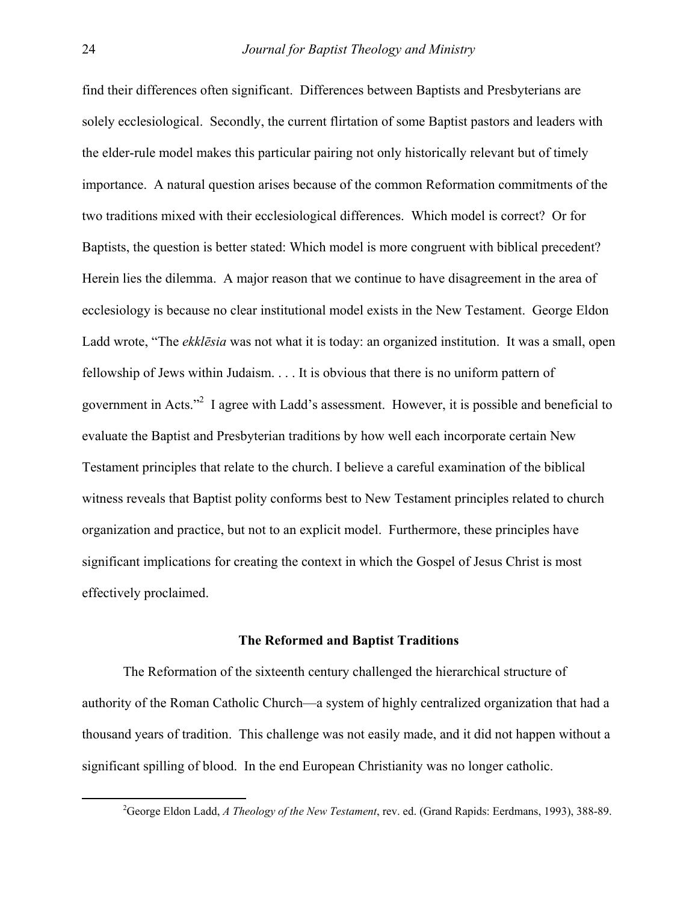find their differences often significant. Differences between Baptists and Presbyterians are solely ecclesiological. Secondly, the current flirtation of some Baptist pastors and leaders with the elder-rule model makes this particular pairing not only historically relevant but of timely importance. A natural question arises because of the common Reformation commitments of the two traditions mixed with their ecclesiological differences. Which model is correct? Or for Baptists, the question is better stated: Which model is more congruent with biblical precedent? Herein lies the dilemma. A major reason that we continue to have disagreement in the area of ecclesiology is because no clear institutional model exists in the New Testament. George Eldon Ladd wrote, "The *ekklēsia* was not what it is today: an organized institution. It was a small, open fellowship of Jews within Judaism. . . . It is obvious that there is no uniform pattern of government in Acts."[2] I agree with Ladd's assessment. However, it is possible and beneficial to evaluate the Baptist and Presbyterian traditions by how well each incorporate certain New Testament principles that relate to the church. I believe a careful examination of the biblical witness reveals that Baptist polity conforms best to New Testament principles related to church organization and practice, but not to an explicit model. Furthermore, these principles have significant implications for creating the context in which the Gospel of Jesus Christ is most effectively proclaimed.

## The Reformed and Baptist Traditions

The Reformation of the sixteenth century challenged the hierarchical structure of authority of the Roman Catholic Church—a system of highly centralized organization that had a thousand years of tradition. This challenge was not easily made, and it did not happen without a significant spilling of blood. In the end European Christianity was no longer catholic.

---

[2] George Eldon Ladd, *A Theology of the New Testament*, rev. ed. (Grand Rapids: Eerdmans, 1993), 388-89.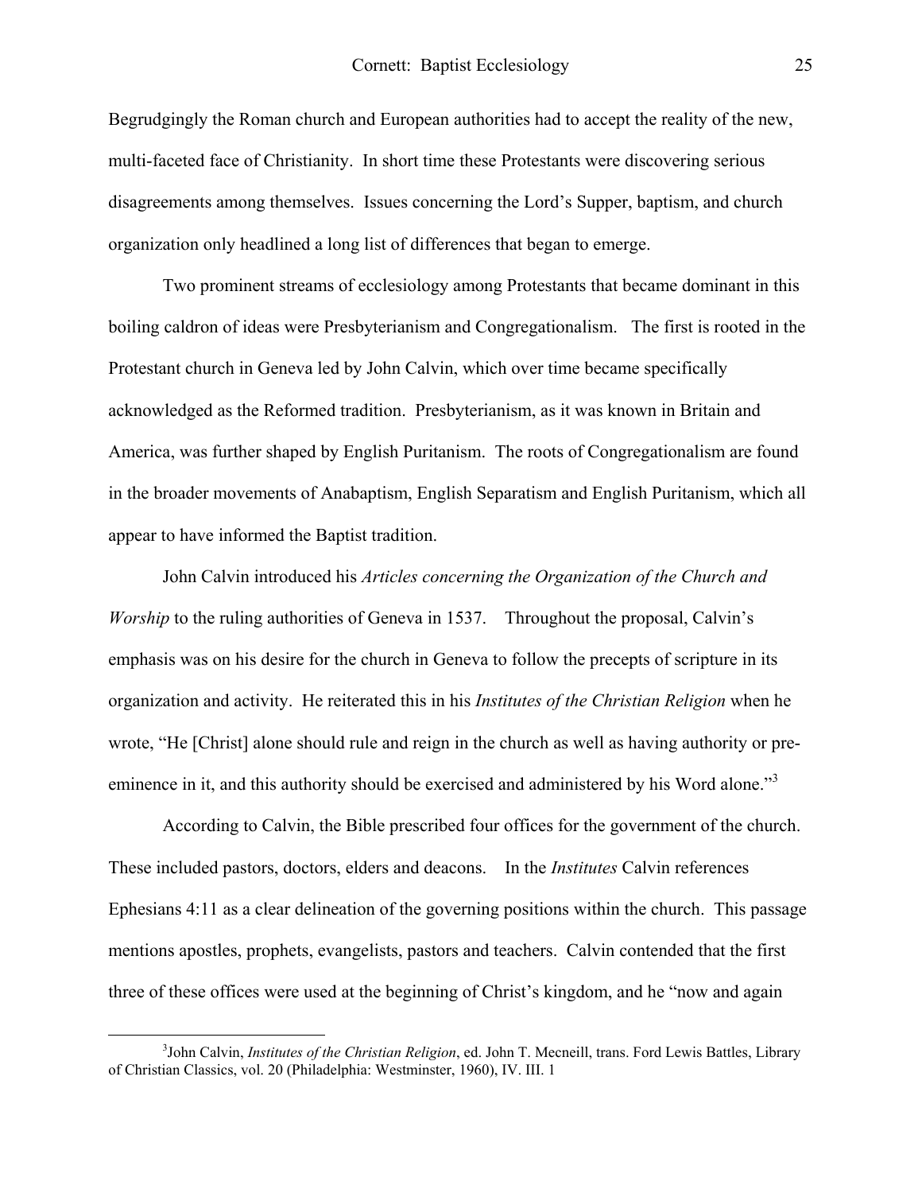Begrudgingly the Roman church and European authorities had to accept the reality of the new, multi-faceted face of Christianity. In short time these Protestants were discovering serious disagreements among themselves. Issues concerning the Lord's Supper, baptism, and church organization only headlined a long list of differences that began to emerge.

Two prominent streams of ecclesiology among Protestants that became dominant in this boiling caldron of ideas were Presbyterianism and Congregationalism. The first is rooted in the Protestant church in Geneva led by John Calvin, which over time became specifically acknowledged as the Reformed tradition. Presbyterianism, as it was known in Britain and America, was further shaped by English Puritanism. The roots of Congregationalism are found in the broader movements of Anabaptism, English Separatism and English Puritanism, which all appear to have informed the Baptist tradition.

John Calvin introduced his *Articles concerning the Organization of the Church and Worship* to the ruling authorities of Geneva in 1537. Throughout the proposal, Calvin's emphasis was on his desire for the church in Geneva to follow the precepts of scripture in its organization and activity. He reiterated this in his *Institutes of the Christian Religion* when he wrote, "He [Christ] alone should rule and reign in the church as well as having authority or pre-eminence in it, and this authority should be exercised and administered by his Word alone."[3]

According to Calvin, the Bible prescribed four offices for the government of the church. These included pastors, doctors, elders and deacons. In the *Institutes* Calvin references Ephesians 4:11 as a clear delineation of the governing positions within the church. This passage mentions apostles, prophets, evangelists, pastors and teachers. Calvin contended that the first three of these offices were used at the beginning of Christ's kingdom, and he "now and again

[3]John Calvin, *Institutes of the Christian Religion*, ed. John T. Mcneill, trans. Ford Lewis Battles, Library of Christian Classics, vol. 20 (Philadelphia: Westminster, 1960), IV. III. 1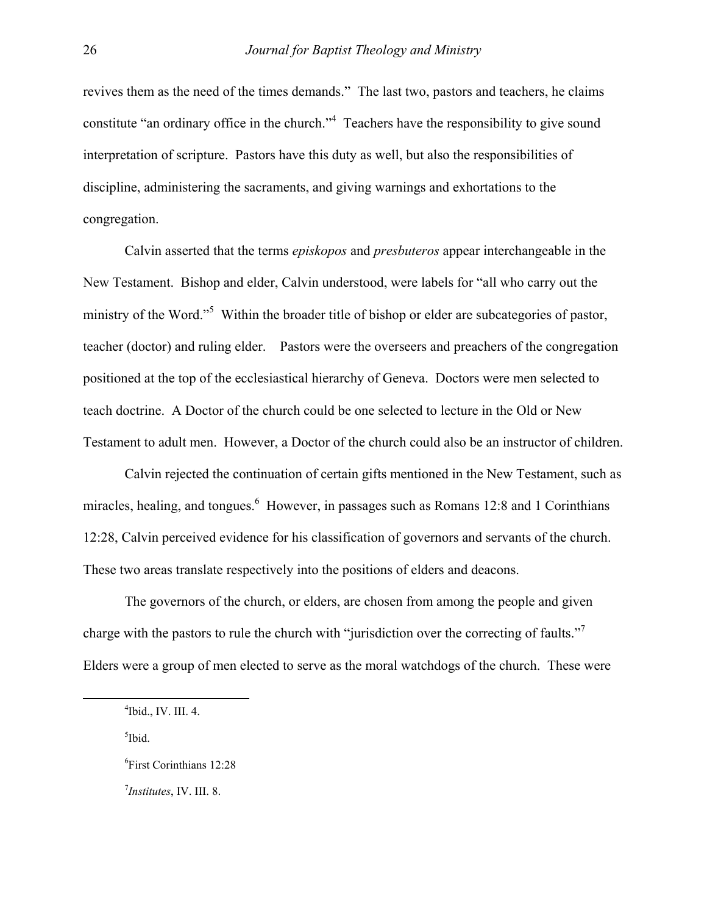revives them as the need of the times demands." The last two, pastors and teachers, he claims constitute "an ordinary office in the church."[4] Teachers have the responsibility to give sound interpretation of scripture. Pastors have this duty as well, but also the responsibilities of discipline, administering the sacraments, and giving warnings and exhortations to the congregation.

Calvin asserted that the terms *episkopos* and *presbuteros* appear interchangeable in the New Testament. Bishop and elder, Calvin understood, were labels for "all who carry out the ministry of the Word."[5] Within the broader title of bishop or elder are subcategories of pastor, teacher (doctor) and ruling elder. Pastors were the overseers and preachers of the congregation positioned at the top of the ecclesiastical hierarchy of Geneva. Doctors were men selected to teach doctrine. A Doctor of the church could be one selected to lecture in the Old or New Testament to adult men. However, a Doctor of the church could also be an instructor of children.

Calvin rejected the continuation of certain gifts mentioned in the New Testament, such as miracles, healing, and tongues.[6] However, in passages such as Romans 12:8 and 1 Corinthians 12:28, Calvin perceived evidence for his classification of governors and servants of the church. These two areas translate respectively into the positions of elders and deacons.

The governors of the church, or elders, are chosen from among the people and given charge with the pastors to rule the church with "jurisdiction over the correcting of faults."[7] Elders were a group of men elected to serve as the moral watchdogs of the church. These were

---

[4]Ibid., IV. III. 4.

[5]Ibid.

[6]First Corinthians 12:28

[7]*Institutes*, IV. III. 8.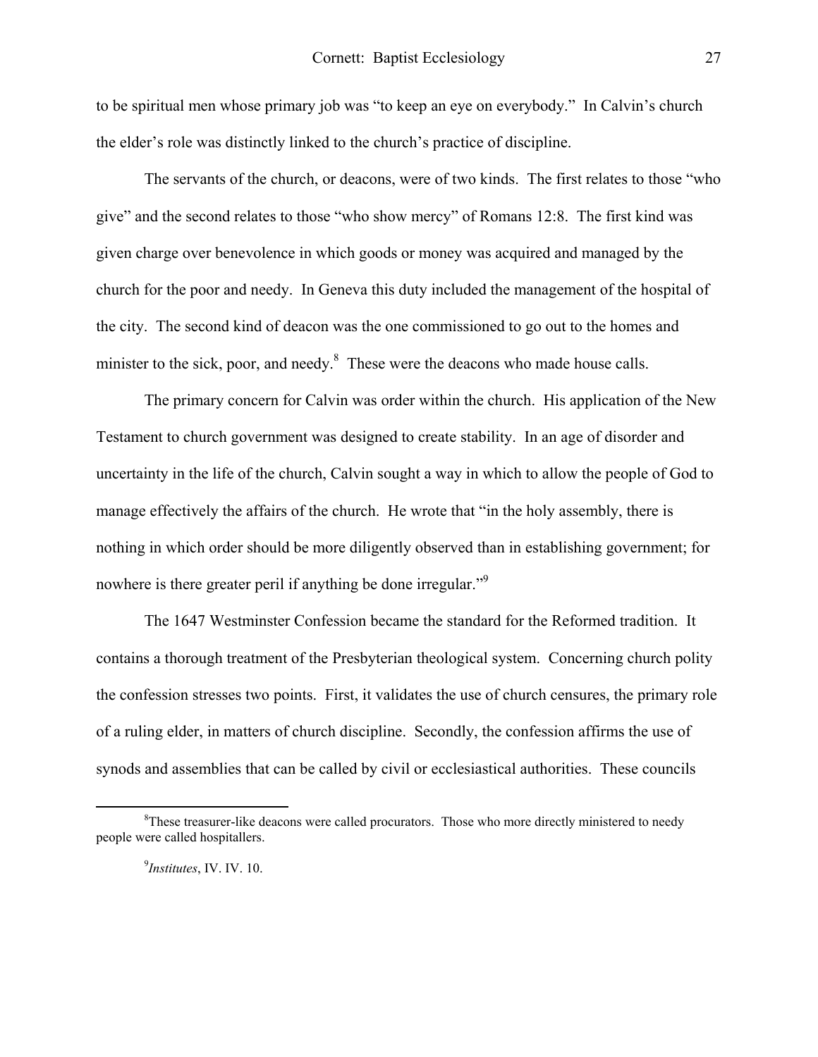to be spiritual men whose primary job was "to keep an eye on everybody." In Calvin's church the elder's role was distinctly linked to the church's practice of discipline.

The servants of the church, or deacons, were of two kinds. The first relates to those "who give" and the second relates to those "who show mercy" of Romans 12:8. The first kind was given charge over benevolence in which goods or money was acquired and managed by the church for the poor and needy. In Geneva this duty included the management of the hospital of the city. The second kind of deacon was the one commissioned to go out to the homes and minister to the sick, poor, and needy.[8] These were the deacons who made house calls.

The primary concern for Calvin was order within the church. His application of the New Testament to church government was designed to create stability. In an age of disorder and uncertainty in the life of the church, Calvin sought a way in which to allow the people of God to manage effectively the affairs of the church. He wrote that "in the holy assembly, there is nothing in which order should be more diligently observed than in establishing government; for nowhere is there greater peril if anything be done irregular."[9]

The 1647 Westminster Confession became the standard for the Reformed tradition. It contains a thorough treatment of the Presbyterian theological system. Concerning church polity the confession stresses two points. First, it validates the use of church censures, the primary role of a ruling elder, in matters of church discipline. Secondly, the confession affirms the use of synods and assemblies that can be called by civil or ecclesiastical authorities. These councils

---

[8]These treasurer-like deacons were called procurators. Those who more directly ministered to needy people were called hospitallers.

[9]*Institutes*, IV. IV. 10.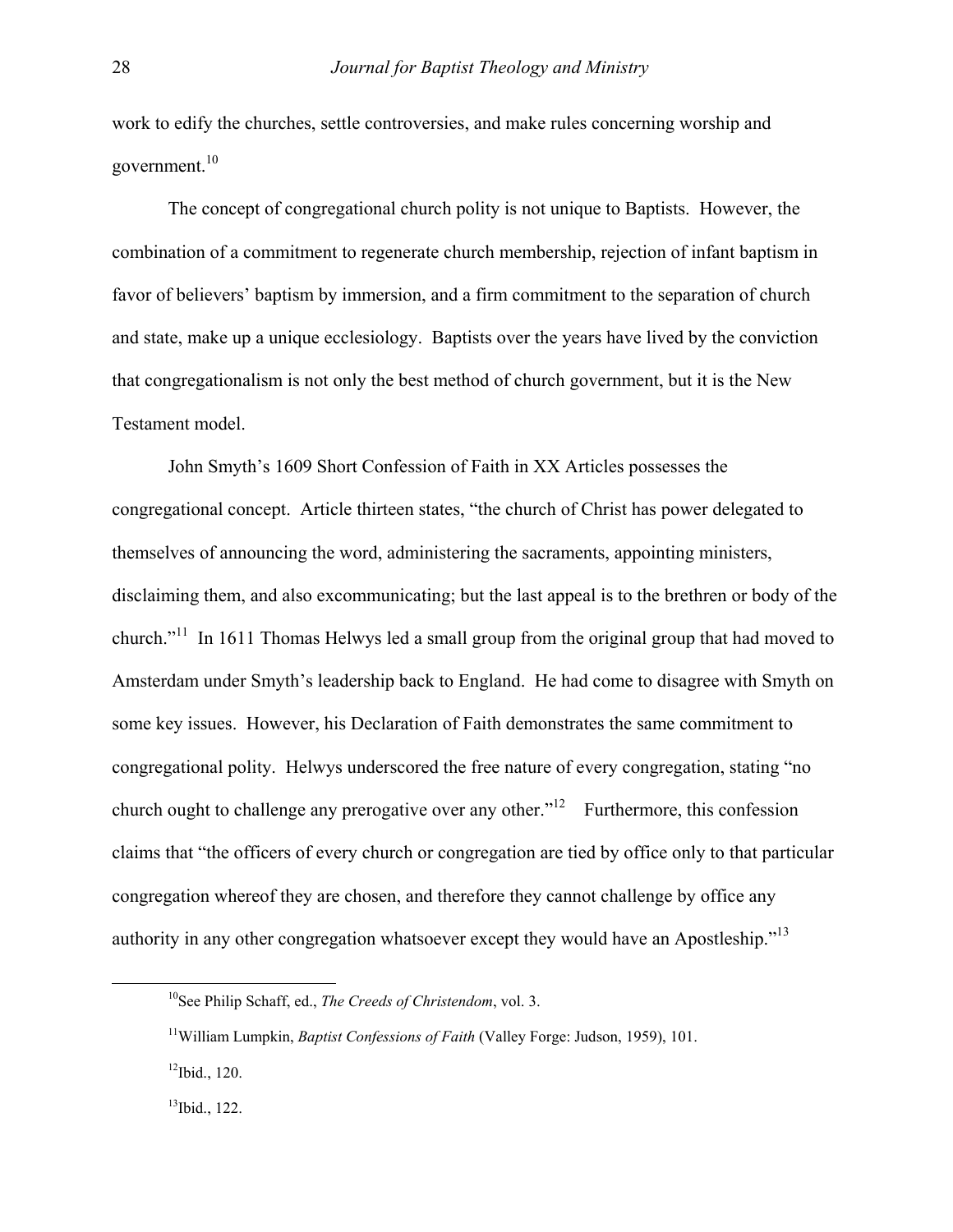work to edify the churches, settle controversies, and make rules concerning worship and government.[10]

The concept of congregational church polity is not unique to Baptists. However, the combination of a commitment to regenerate church membership, rejection of infant baptism in favor of believers' baptism by immersion, and a firm commitment to the separation of church and state, make up a unique ecclesiology. Baptists over the years have lived by the conviction that congregationalism is not only the best method of church government, but it is the New Testament model.

John Smyth's 1609 Short Confession of Faith in XX Articles possesses the congregational concept. Article thirteen states, "the church of Christ has power delegated to themselves of announcing the word, administering the sacraments, appointing ministers, disclaiming them, and also excommunicating; but the last appeal is to the brethren or body of the church."[11] In 1611 Thomas Helwys led a small group from the original group that had moved to Amsterdam under Smyth's leadership back to England. He had come to disagree with Smyth on some key issues. However, his Declaration of Faith demonstrates the same commitment to congregational polity. Helwys underscored the free nature of every congregation, stating "no church ought to challenge any prerogative over any other."[12] Furthermore, this confession claims that "the officers of every church or congregation are tied by office only to that particular congregation whereof they are chosen, and therefore they cannot challenge by office any authority in any other congregation whatsoever except they would have an Apostleship."[13]

---

[10]See Philip Schaff, ed., *The Creeds of Christendom*, vol. 3.

[11]William Lumpkin, *Baptist Confessions of Faith* (Valley Forge: Judson, 1959), 101.

[12]Ibid., 120.

[13]Ibid., 122.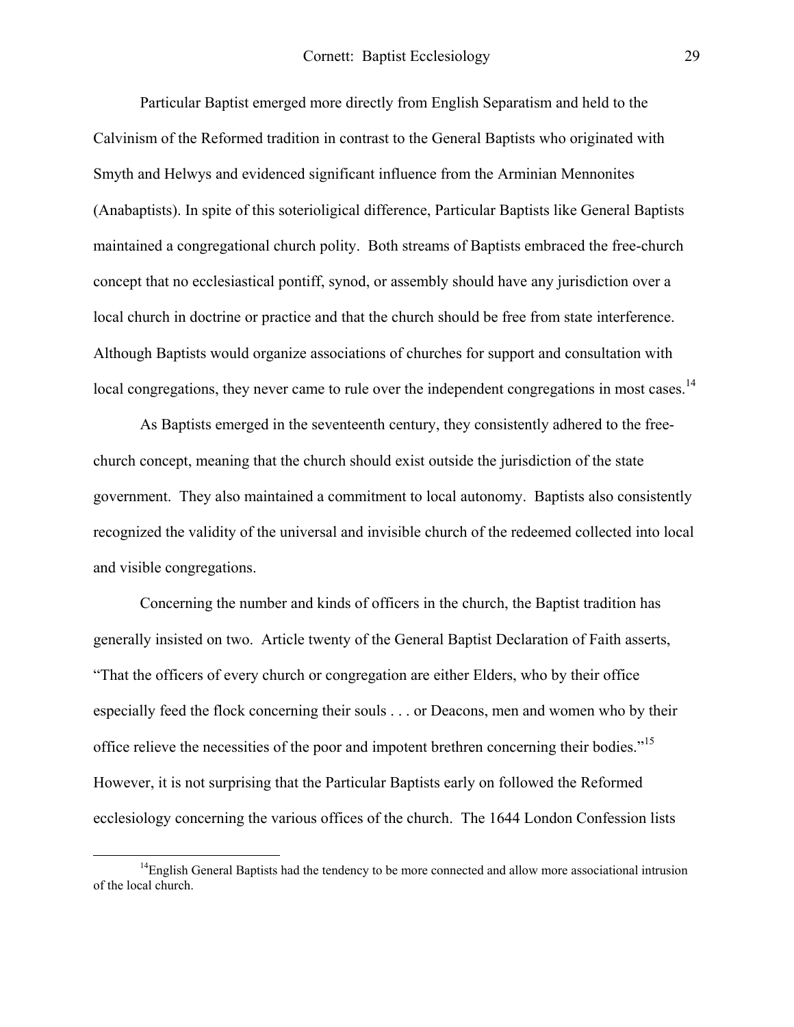Particular Baptist emerged more directly from English Separatism and held to the Calvinism of the Reformed tradition in contrast to the General Baptists who originated with Smyth and Helwys and evidenced significant influence from the Arminian Mennonites (Anabaptists). In spite of this soterioligical difference, Particular Baptists like General Baptists maintained a congregational church polity. Both streams of Baptists embraced the free-church concept that no ecclesiastical pontiff, synod, or assembly should have any jurisdiction over a local church in doctrine or practice and that the church should be free from state interference. Although Baptists would organize associations of churches for support and consultation with local congregations, they never came to rule over the independent congregations in most cases.[14]

As Baptists emerged in the seventeenth century, they consistently adhered to the free-church concept, meaning that the church should exist outside the jurisdiction of the state government. They also maintained a commitment to local autonomy. Baptists also consistently recognized the validity of the universal and invisible church of the redeemed collected into local and visible congregations.

Concerning the number and kinds of officers in the church, the Baptist tradition has generally insisted on two. Article twenty of the General Baptist Declaration of Faith asserts, "That the officers of every church or congregation are either Elders, who by their office especially feed the flock concerning their souls . . . or Deacons, men and women who by their office relieve the necessities of the poor and impotent brethren concerning their bodies."[15] However, it is not surprising that the Particular Baptists early on followed the Reformed ecclesiology concerning the various offices of the church. The 1644 London Confession lists

---

[14]English General Baptists had the tendency to be more connected and allow more associational intrusion of the local church.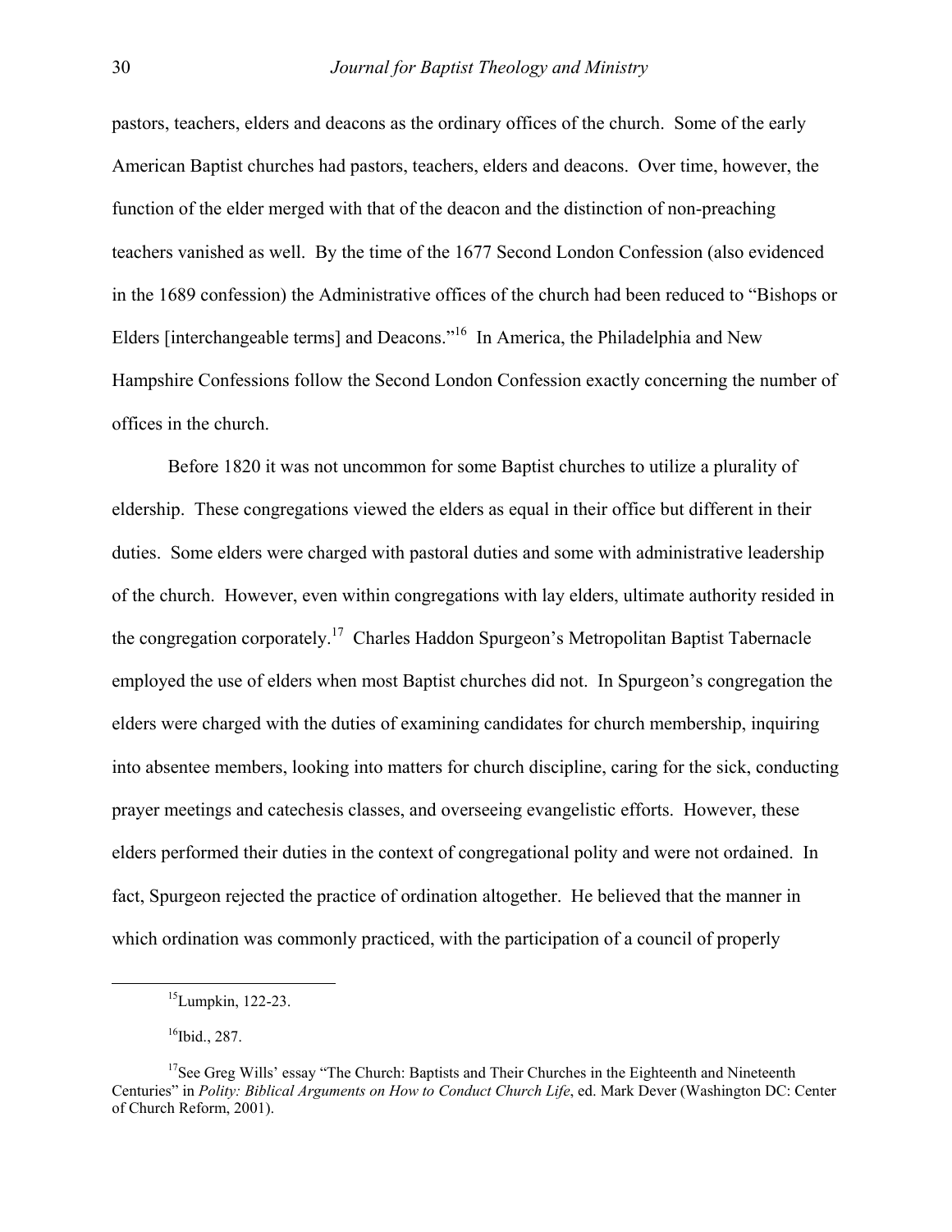pastors, teachers, elders and deacons as the ordinary offices of the church. Some of the early American Baptist churches had pastors, teachers, elders and deacons. Over time, however, the function of the elder merged with that of the deacon and the distinction of non-preaching teachers vanished as well. By the time of the 1677 Second London Confession (also evidenced in the 1689 confession) the Administrative offices of the church had been reduced to "Bishops or Elders [interchangeable terms] and Deacons."[16] In America, the Philadelphia and New Hampshire Confessions follow the Second London Confession exactly concerning the number of offices in the church.

Before 1820 it was not uncommon for some Baptist churches to utilize a plurality of eldership. These congregations viewed the elders as equal in their office but different in their duties. Some elders were charged with pastoral duties and some with administrative leadership of the church. However, even within congregations with lay elders, ultimate authority resided in the congregation corporately.[17] Charles Haddon Spurgeon's Metropolitan Baptist Tabernacle employed the use of elders when most Baptist churches did not. In Spurgeon's congregation the elders were charged with the duties of examining candidates for church membership, inquiring into absentee members, looking into matters for church discipline, caring for the sick, conducting prayer meetings and catechesis classes, and overseeing evangelistic efforts. However, these elders performed their duties in the context of congregational polity and were not ordained. In fact, Spurgeon rejected the practice of ordination altogether. He believed that the manner in which ordination was commonly practiced, with the participation of a council of properly

---

[15]Lumpkin, 122-23.

[16]Ibid., 287.

[17]See Greg Wills' essay "The Church: Baptists and Their Churches in the Eighteenth and Nineteenth Centuries" in *Polity: Biblical Arguments on How to Conduct Church Life*, ed. Mark Dever (Washington DC: Center of Church Reform, 2001).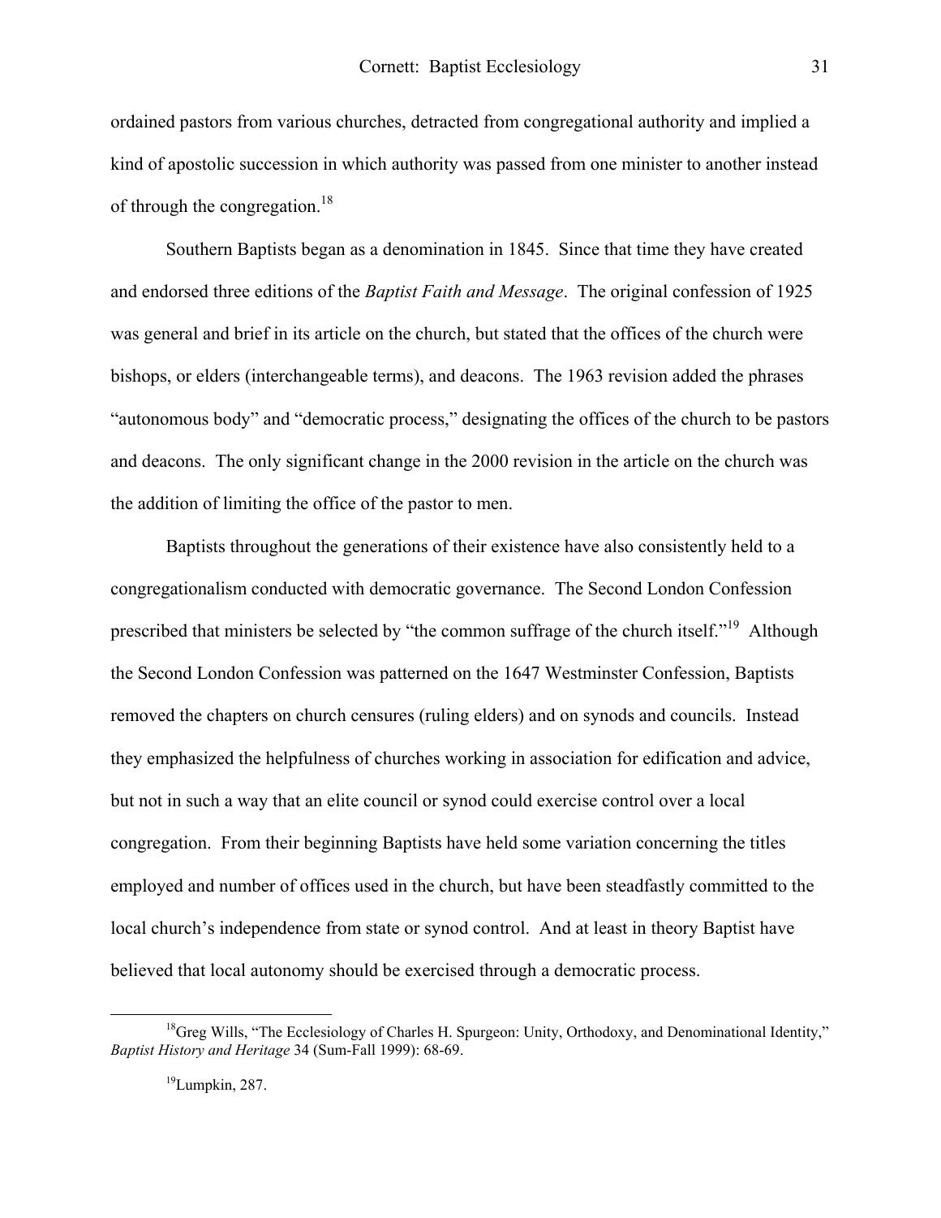ordained pastors from various churches, detracted from congregational authority and implied a kind of apostolic succession in which authority was passed from one minister to another instead of through the congregation.[18]

Southern Baptists began as a denomination in 1845. Since that time they have created and endorsed three editions of the *Baptist Faith and Message*. The original confession of 1925 was general and brief in its article on the church, but stated that the offices of the church were bishops, or elders (interchangeable terms), and deacons. The 1963 revision added the phrases "autonomous body" and "democratic process," designating the offices of the church to be pastors and deacons. The only significant change in the 2000 revision in the article on the church was the addition of limiting the office of the pastor to men.

Baptists throughout the generations of their existence have also consistently held to a congregationalism conducted with democratic governance. The Second London Confession prescribed that ministers be selected by "the common suffrage of the church itself."[19] Although the Second London Confession was patterned on the 1647 Westminster Confession, Baptists removed the chapters on church censures (ruling elders) and on synods and councils. Instead they emphasized the helpfulness of churches working in association for edification and advice, but not in such a way that an elite council or synod could exercise control over a local congregation. From their beginning Baptists have held some variation concerning the titles employed and number of offices used in the church, but have been steadfastly committed to the local church's independence from state or synod control. And at least in theory Baptist have believed that local autonomy should be exercised through a democratic process.

---

[18]Greg Wills, "The Ecclesiology of Charles H. Spurgeon: Unity, Orthodoxy, and Denominational Identity," *Baptist History and Heritage* 34 (Sum-Fall 1999): 68-69.

[19]Lumpkin, 287.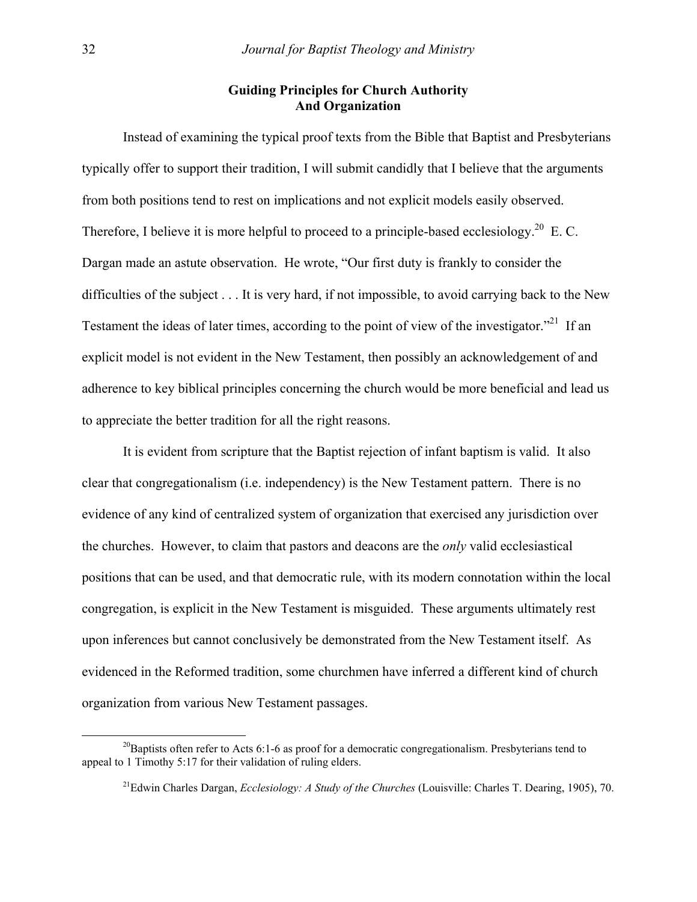## Guiding Principles for Church Authority And Organization

Instead of examining the typical proof texts from the Bible that Baptist and Presbyterians typically offer to support their tradition, I will submit candidly that I believe that the arguments from both positions tend to rest on implications and not explicit models easily observed. Therefore, I believe it is more helpful to proceed to a principle-based ecclesiology.[20] E. C. Dargan made an astute observation. He wrote, "Our first duty is frankly to consider the difficulties of the subject . . . It is very hard, if not impossible, to avoid carrying back to the New Testament the ideas of later times, according to the point of view of the investigator."[21] If an explicit model is not evident in the New Testament, then possibly an acknowledgement of and adherence to key biblical principles concerning the church would be more beneficial and lead us to appreciate the better tradition for all the right reasons.

It is evident from scripture that the Baptist rejection of infant baptism is valid. It also clear that congregationalism (i.e. independency) is the New Testament pattern. There is no evidence of any kind of centralized system of organization that exercised any jurisdiction over the churches. However, to claim that pastors and deacons are the *only* valid ecclesiastical positions that can be used, and that democratic rule, with its modern connotation within the local congregation, is explicit in the New Testament is misguided. These arguments ultimately rest upon inferences but cannot conclusively be demonstrated from the New Testament itself. As evidenced in the Reformed tradition, some churchmen have inferred a different kind of church organization from various New Testament passages.

---

[20] Baptists often refer to Acts 6:1-6 as proof for a democratic congregationalism. Presbyterians tend to appeal to 1 Timothy 5:17 for their validation of ruling elders.

[21] Edwin Charles Dargan, *Ecclesiology: A Study of the Churches* (Louisville: Charles T. Dearing, 1905), 70.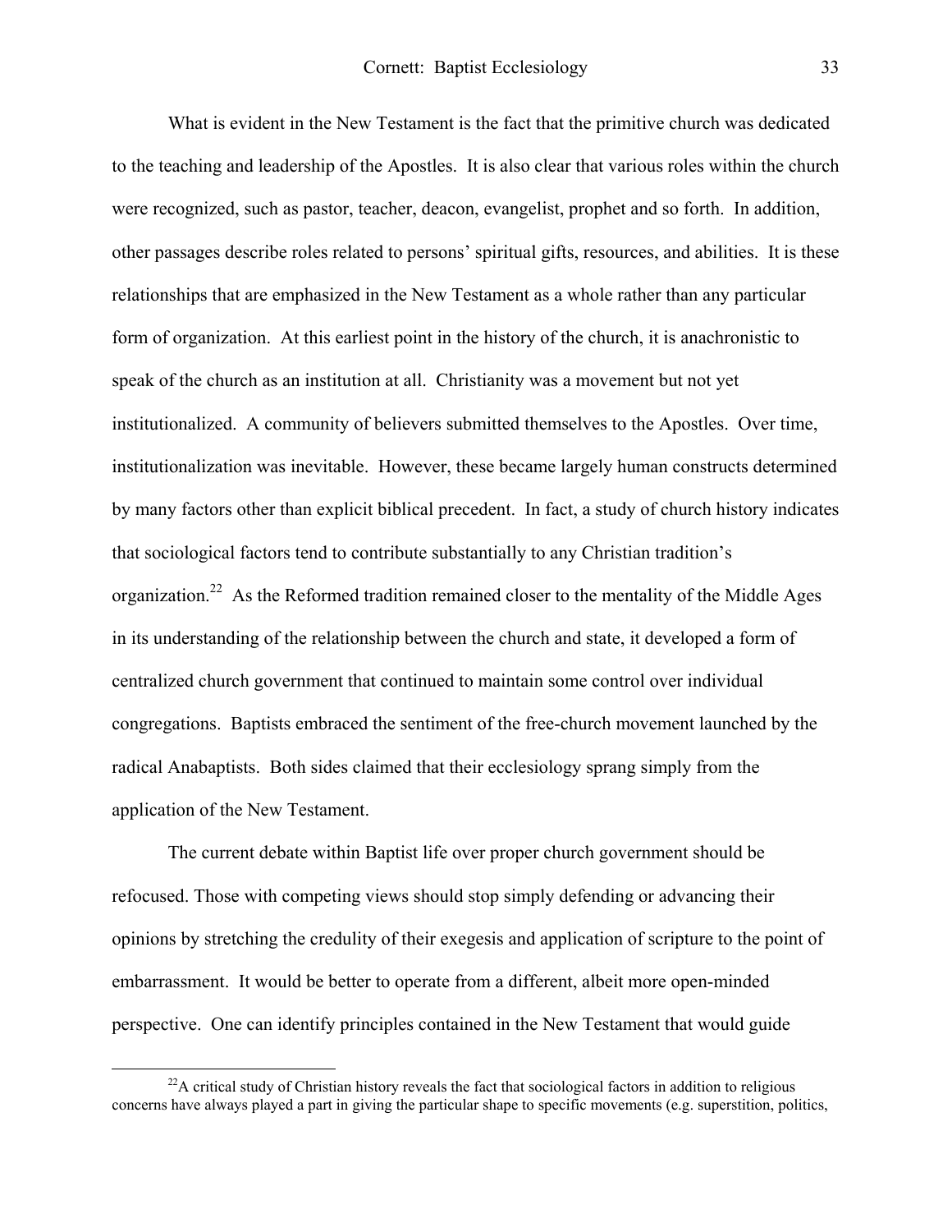What is evident in the New Testament is the fact that the primitive church was dedicated to the teaching and leadership of the Apostles. It is also clear that various roles within the church were recognized, such as pastor, teacher, deacon, evangelist, prophet and so forth. In addition, other passages describe roles related to persons' spiritual gifts, resources, and abilities. It is these relationships that are emphasized in the New Testament as a whole rather than any particular form of organization. At this earliest point in the history of the church, it is anachronistic to speak of the church as an institution at all. Christianity was a movement but not yet institutionalized. A community of believers submitted themselves to the Apostles. Over time, institutionalization was inevitable. However, these became largely human constructs determined by many factors other than explicit biblical precedent. In fact, a study of church history indicates that sociological factors tend to contribute substantially to any Christian tradition's organization.[22] As the Reformed tradition remained closer to the mentality of the Middle Ages in its understanding of the relationship between the church and state, it developed a form of centralized church government that continued to maintain some control over individual congregations. Baptists embraced the sentiment of the free-church movement launched by the radical Anabaptists. Both sides claimed that their ecclesiology sprang simply from the application of the New Testament.

The current debate within Baptist life over proper church government should be refocused. Those with competing views should stop simply defending or advancing their opinions by stretching the credulity of their exegesis and application of scripture to the point of embarrassment. It would be better to operate from a different, albeit more open-minded perspective. One can identify principles contained in the New Testament that would guide

[22] A critical study of Christian history reveals the fact that sociological factors in addition to religious concerns have always played a part in giving the particular shape to specific movements (e.g. superstition, politics,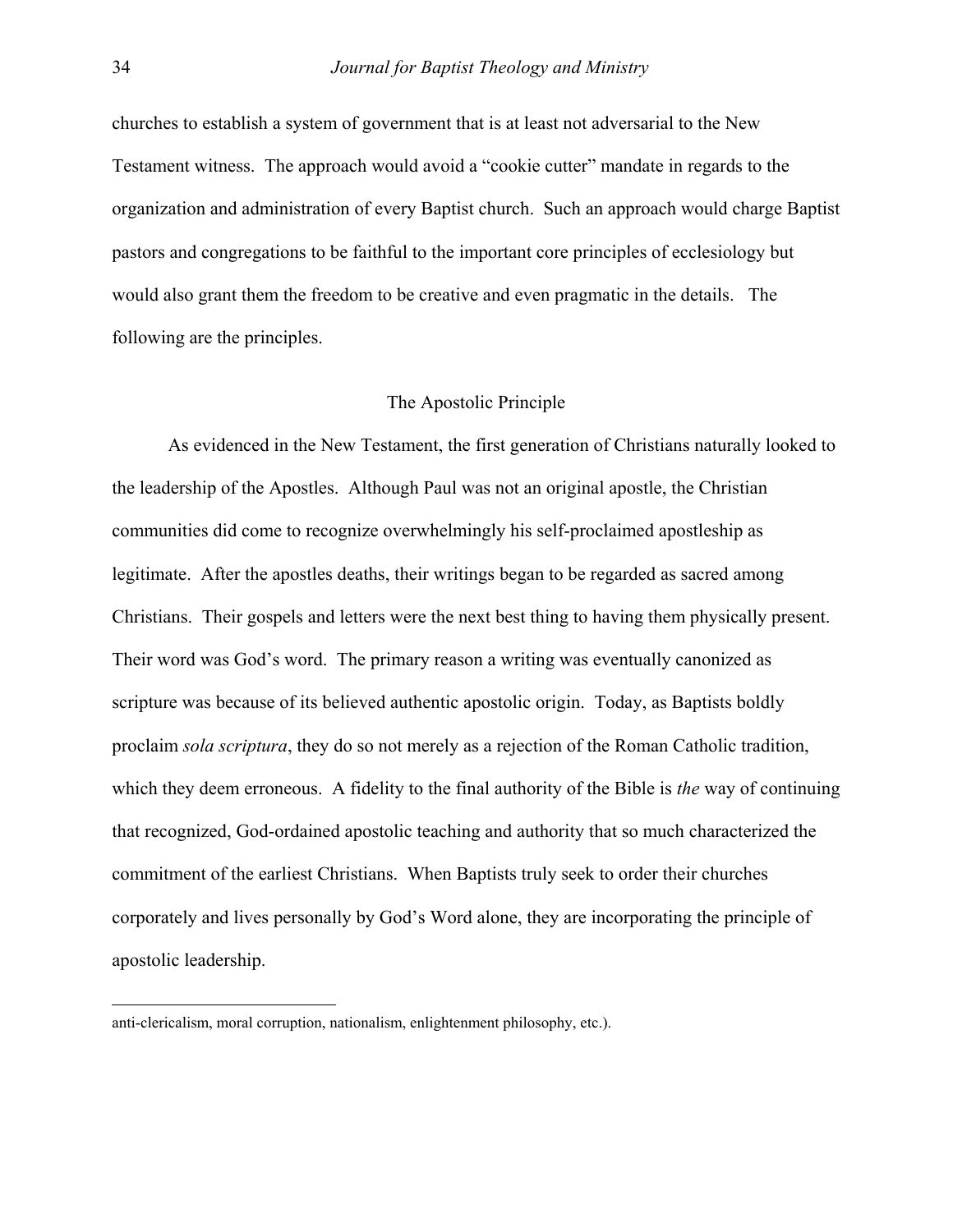churches to establish a system of government that is at least not adversarial to the New Testament witness. The approach would avoid a "cookie cutter" mandate in regards to the organization and administration of every Baptist church. Such an approach would charge Baptist pastors and congregations to be faithful to the important core principles of ecclesiology but would also grant them the freedom to be creative and even pragmatic in the details. The following are the principles.

## The Apostolic Principle

As evidenced in the New Testament, the first generation of Christians naturally looked to the leadership of the Apostles. Although Paul was not an original apostle, the Christian communities did come to recognize overwhelmingly his self-proclaimed apostleship as legitimate. After the apostles deaths, their writings began to be regarded as sacred among Christians. Their gospels and letters were the next best thing to having them physically present. Their word was God's word. The primary reason a writing was eventually canonized as scripture was because of its believed authentic apostolic origin. Today, as Baptists boldly proclaim *sola scriptura*, they do so not merely as a rejection of the Roman Catholic tradition, which they deem erroneous. A fidelity to the final authority of the Bible is *the* way of continuing that recognized, God-ordained apostolic teaching and authority that so much characterized the commitment of the earliest Christians. When Baptists truly seek to order their churches corporately and lives personally by God's Word alone, they are incorporating the principle of apostolic leadership.

---

anti-clericalism, moral corruption, nationalism, enlightenment philosophy, etc.).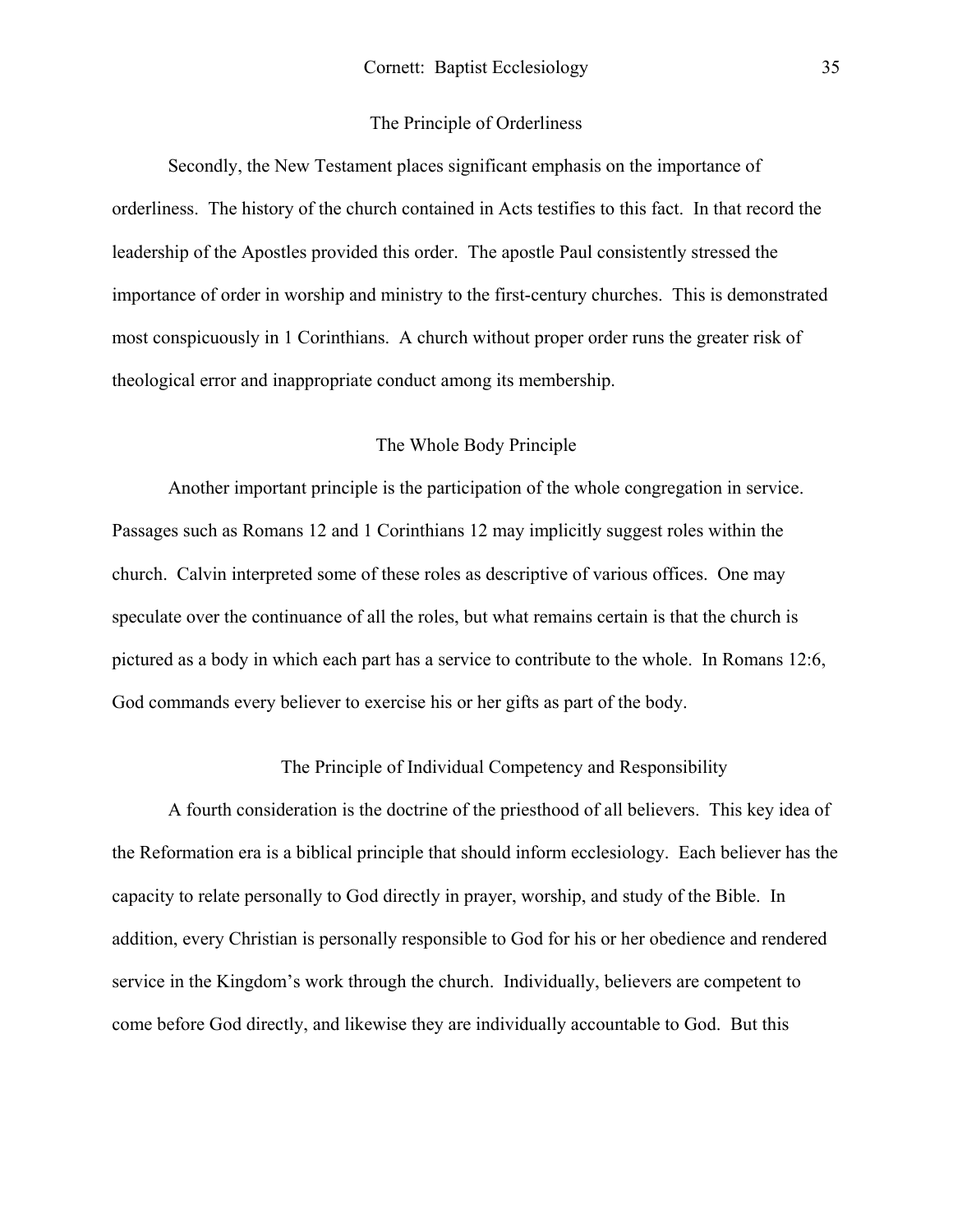### The Principle of Orderliness

Secondly, the New Testament places significant emphasis on the importance of orderliness. The history of the church contained in Acts testifies to this fact. In that record the leadership of the Apostles provided this order. The apostle Paul consistently stressed the importance of order in worship and ministry to the first-century churches. This is demonstrated most conspicuously in 1 Corinthians. A church without proper order runs the greater risk of theological error and inappropriate conduct among its membership.

### The Whole Body Principle

Another important principle is the participation of the whole congregation in service. Passages such as Romans 12 and 1 Corinthians 12 may implicitly suggest roles within the church. Calvin interpreted some of these roles as descriptive of various offices. One may speculate over the continuance of all the roles, but what remains certain is that the church is pictured as a body in which each part has a service to contribute to the whole. In Romans 12:6, God commands every believer to exercise his or her gifts as part of the body.

### The Principle of Individual Competency and Responsibility

A fourth consideration is the doctrine of the priesthood of all believers. This key idea of the Reformation era is a biblical principle that should inform ecclesiology. Each believer has the capacity to relate personally to God directly in prayer, worship, and study of the Bible. In addition, every Christian is personally responsible to God for his or her obedience and rendered service in the Kingdom's work through the church. Individually, believers are competent to come before God directly, and likewise they are individually accountable to God. But this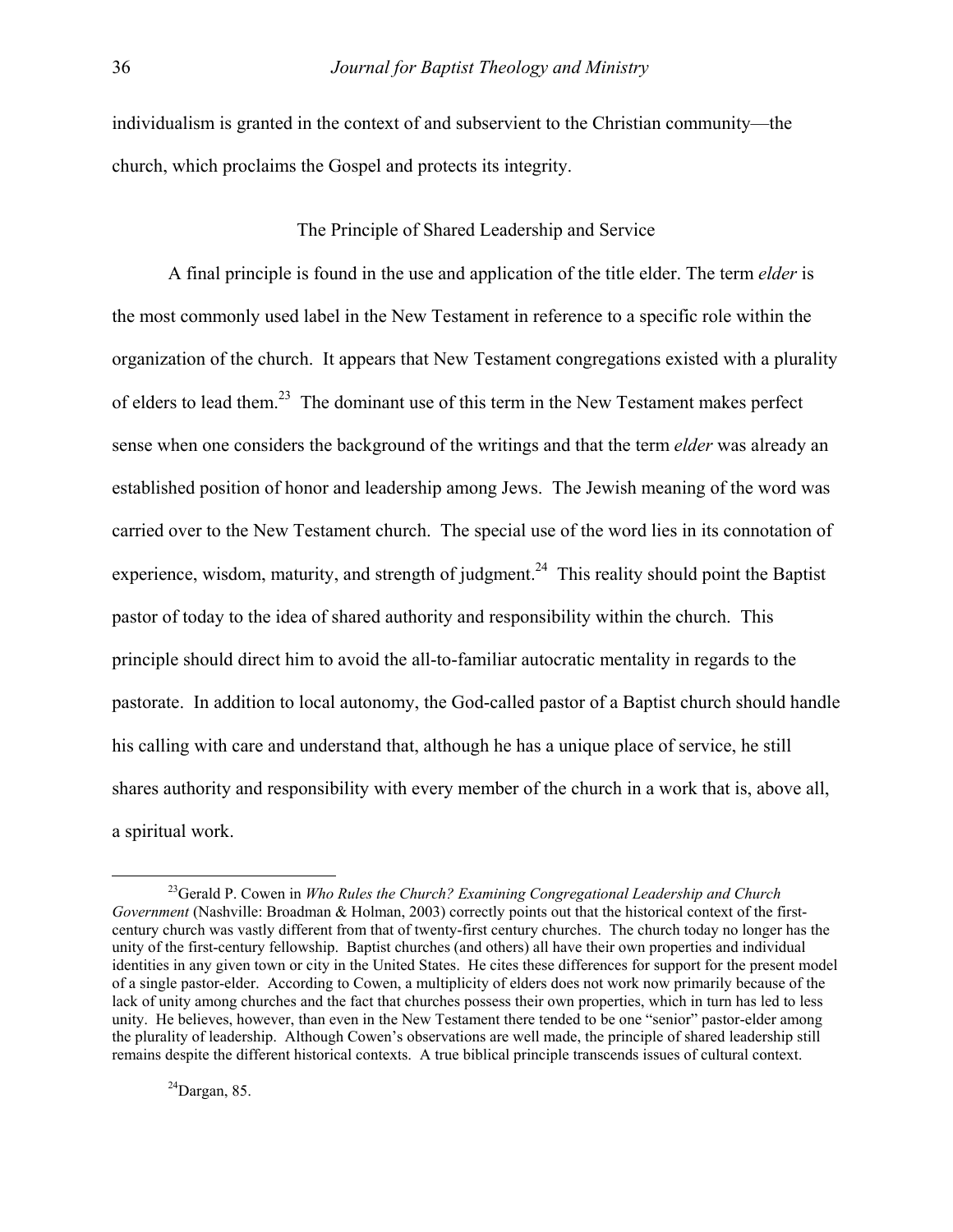individualism is granted in the context of and subservient to the Christian community—the church, which proclaims the Gospel and protects its integrity.

## The Principle of Shared Leadership and Service

A final principle is found in the use and application of the title elder. The term *elder* is the most commonly used label in the New Testament in reference to a specific role within the organization of the church. It appears that New Testament congregations existed with a plurality of elders to lead them.[23] The dominant use of this term in the New Testament makes perfect sense when one considers the background of the writings and that the term *elder* was already an established position of honor and leadership among Jews. The Jewish meaning of the word was carried over to the New Testament church. The special use of the word lies in its connotation of experience, wisdom, maturity, and strength of judgment.[24] This reality should point the Baptist pastor of today to the idea of shared authority and responsibility within the church. This principle should direct him to avoid the all-to-familiar autocratic mentality in regards to the pastorate. In addition to local autonomy, the God-called pastor of a Baptist church should handle his calling with care and understand that, although he has a unique place of service, he still shares authority and responsibility with every member of the church in a work that is, above all, a spiritual work.

---

[23]Gerald P. Cowen in *Who Rules the Church? Examining Congregational Leadership and Church Government* (Nashville: Broadman & Holman, 2003) correctly points out that the historical context of the first-century church was vastly different from that of twenty-first century churches. The church today no longer has the unity of the first-century fellowship. Baptist churches (and others) all have their own properties and individual identities in any given town or city in the United States. He cites these differences for support for the present model of a single pastor-elder. According to Cowen, a multiplicity of elders does not work now primarily because of the lack of unity among churches and the fact that churches possess their own properties, which in turn has led to less unity. He believes, however, than even in the New Testament there tended to be one "senior" pastor-elder among the plurality of leadership. Although Cowen's observations are well made, the principle of shared leadership still remains despite the different historical contexts. A true biblical principle transcends issues of cultural context.

[24]Dargan, 85.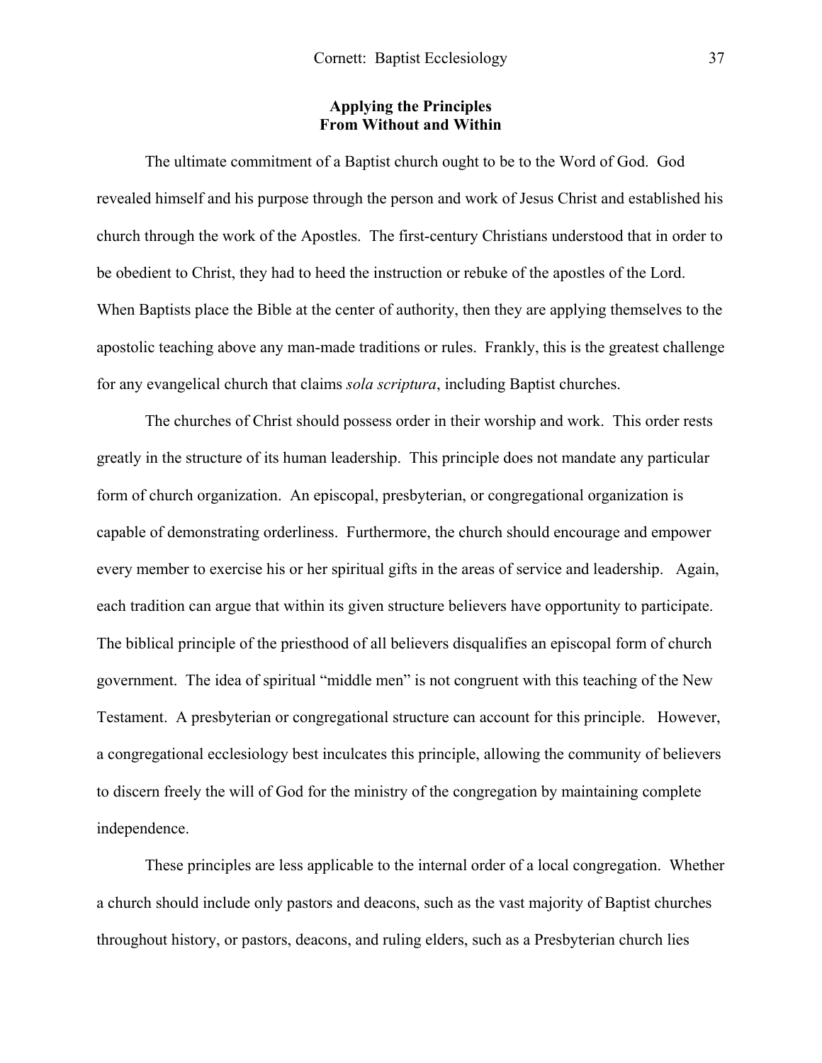## Applying the Principles From Without and Within

The ultimate commitment of a Baptist church ought to be to the Word of God. God revealed himself and his purpose through the person and work of Jesus Christ and established his church through the work of the Apostles. The first-century Christians understood that in order to be obedient to Christ, they had to heed the instruction or rebuke of the apostles of the Lord. When Baptists place the Bible at the center of authority, then they are applying themselves to the apostolic teaching above any man-made traditions or rules. Frankly, this is the greatest challenge for any evangelical church that claims *sola scriptura*, including Baptist churches.

The churches of Christ should possess order in their worship and work. This order rests greatly in the structure of its human leadership. This principle does not mandate any particular form of church organization. An episcopal, presbyterian, or congregational organization is capable of demonstrating orderliness. Furthermore, the church should encourage and empower every member to exercise his or her spiritual gifts in the areas of service and leadership. Again, each tradition can argue that within its given structure believers have opportunity to participate. The biblical principle of the priesthood of all believers disqualifies an episcopal form of church government. The idea of spiritual "middle men" is not congruent with this teaching of the New Testament. A presbyterian or congregational structure can account for this principle. However, a congregational ecclesiology best inculcates this principle, allowing the community of believers to discern freely the will of God for the ministry of the congregation by maintaining complete independence.

These principles are less applicable to the internal order of a local congregation. Whether a church should include only pastors and deacons, such as the vast majority of Baptist churches throughout history, or pastors, deacons, and ruling elders, such as a Presbyterian church lies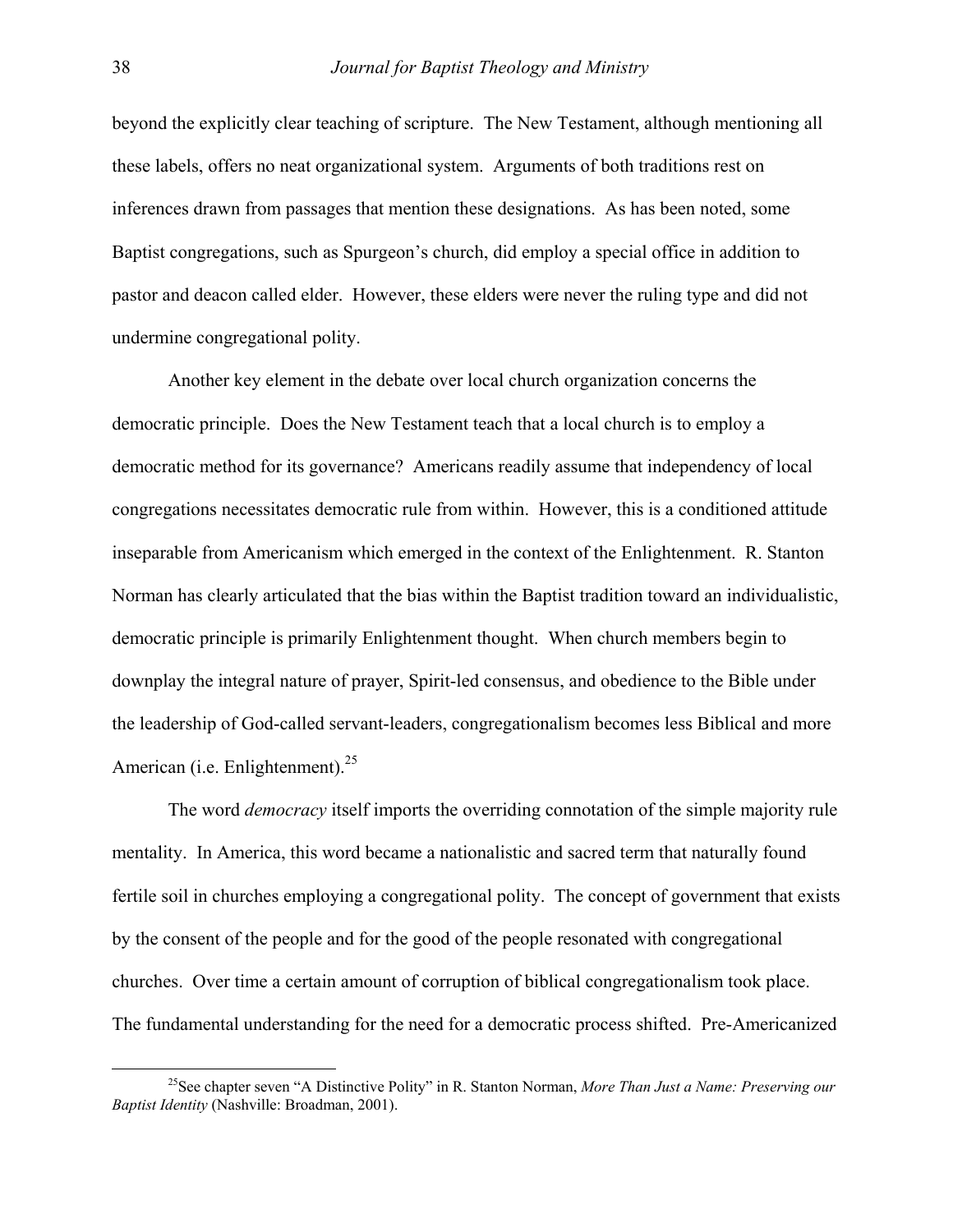beyond the explicitly clear teaching of scripture. The New Testament, although mentioning all these labels, offers no neat organizational system. Arguments of both traditions rest on inferences drawn from passages that mention these designations. As has been noted, some Baptist congregations, such as Spurgeon's church, did employ a special office in addition to pastor and deacon called elder. However, these elders were never the ruling type and did not undermine congregational polity.

Another key element in the debate over local church organization concerns the democratic principle. Does the New Testament teach that a local church is to employ a democratic method for its governance? Americans readily assume that independency of local congregations necessitates democratic rule from within. However, this is a conditioned attitude inseparable from Americanism which emerged in the context of the Enlightenment. R. Stanton Norman has clearly articulated that the bias within the Baptist tradition toward an individualistic, democratic principle is primarily Enlightenment thought. When church members begin to downplay the integral nature of prayer, Spirit-led consensus, and obedience to the Bible under the leadership of God-called servant-leaders, congregationalism becomes less Biblical and more American (i.e. Enlightenment).[25]

The word *democracy* itself imports the overriding connotation of the simple majority rule mentality. In America, this word became a nationalistic and sacred term that naturally found fertile soil in churches employing a congregational polity. The concept of government that exists by the consent of the people and for the good of the people resonated with congregational churches. Over time a certain amount of corruption of biblical congregationalism took place. The fundamental understanding for the need for a democratic process shifted. Pre-Americanized

[25] See chapter seven "A Distinctive Polity" in R. Stanton Norman, *More Than Just a Name: Preserving our Baptist Identity* (Nashville: Broadman, 2001).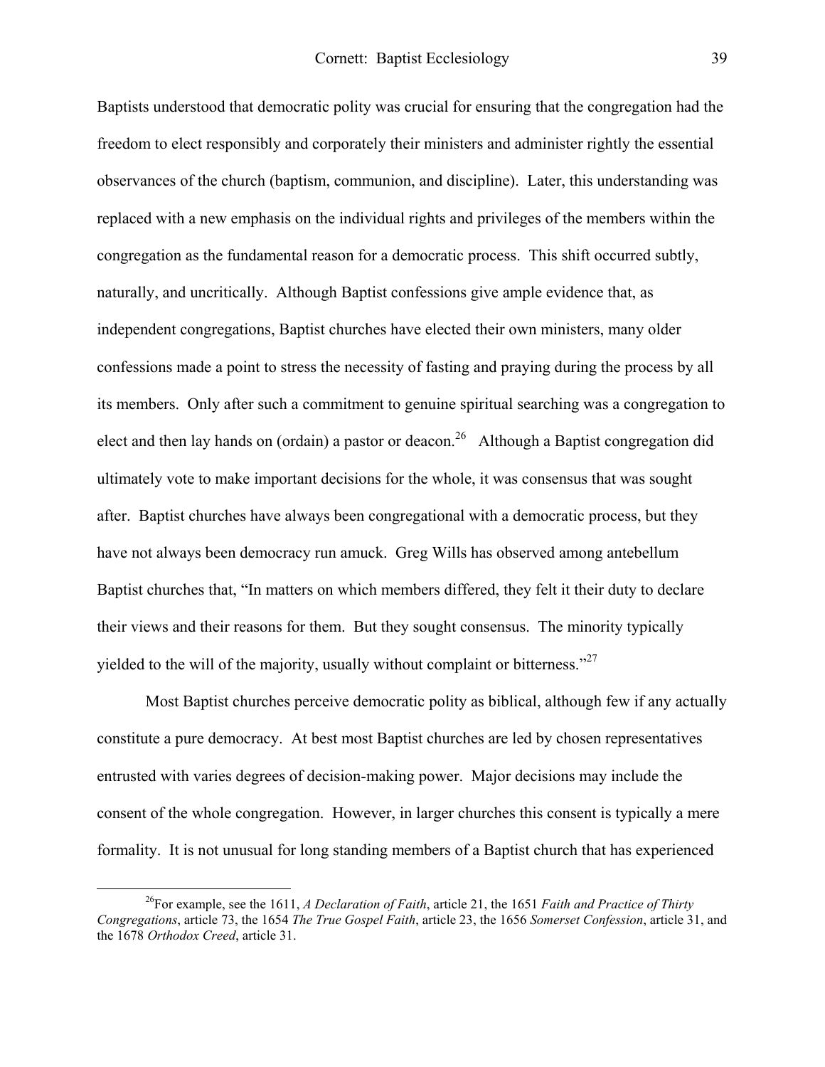Baptists understood that democratic polity was crucial for ensuring that the congregation had the freedom to elect responsibly and corporately their ministers and administer rightly the essential observances of the church (baptism, communion, and discipline). Later, this understanding was replaced with a new emphasis on the individual rights and privileges of the members within the congregation as the fundamental reason for a democratic process. This shift occurred subtly, naturally, and uncritically. Although Baptist confessions give ample evidence that, as independent congregations, Baptist churches have elected their own ministers, many older confessions made a point to stress the necessity of fasting and praying during the process by all its members. Only after such a commitment to genuine spiritual searching was a congregation to elect and then lay hands on (ordain) a pastor or deacon.[26] Although a Baptist congregation did ultimately vote to make important decisions for the whole, it was consensus that was sought after. Baptist churches have always been congregational with a democratic process, but they have not always been democracy run amuck. Greg Wills has observed among antebellum Baptist churches that, "In matters on which members differed, they felt it their duty to declare their views and their reasons for them. But they sought consensus. The minority typically yielded to the will of the majority, usually without complaint or bitterness."[27]

Most Baptist churches perceive democratic polity as biblical, although few if any actually constitute a pure democracy. At best most Baptist churches are led by chosen representatives entrusted with varies degrees of decision-making power. Major decisions may include the consent of the whole congregation. However, in larger churches this consent is typically a mere formality. It is not unusual for long standing members of a Baptist church that has experienced

---

[26] For example, see the 1611, *A Declaration of Faith*, article 21, the 1651 *Faith and Practice of Thirty Congregations*, article 73, the 1654 *The True Gospel Faith*, article 23, the 1656 *Somerset Confession*, article 31, and the 1678 *Orthodox Creed*, article 31.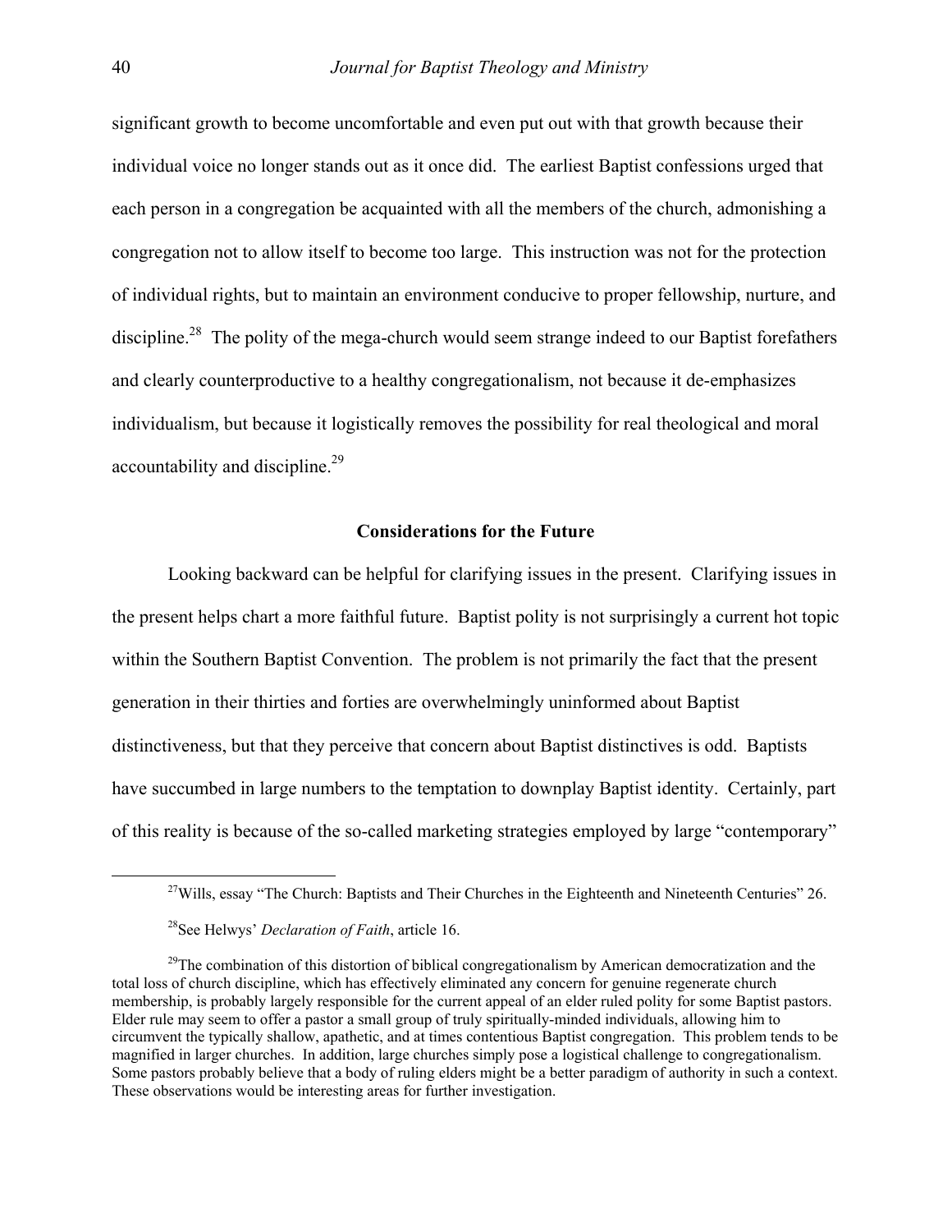significant growth to become uncomfortable and even put out with that growth because their individual voice no longer stands out as it once did. The earliest Baptist confessions urged that each person in a congregation be acquainted with all the members of the church, admonishing a congregation not to allow itself to become too large. This instruction was not for the protection of individual rights, but to maintain an environment conducive to proper fellowship, nurture, and discipline.[28] The polity of the mega-church would seem strange indeed to our Baptist forefathers and clearly counterproductive to a healthy congregationalism, not because it de-emphasizes individualism, but because it logistically removes the possibility for real theological and moral accountability and discipline.[29]

### Considerations for the Future

Looking backward can be helpful for clarifying issues in the present. Clarifying issues in the present helps chart a more faithful future. Baptist polity is not surprisingly a current hot topic within the Southern Baptist Convention. The problem is not primarily the fact that the present generation in their thirties and forties are overwhelmingly uninformed about Baptist distinctiveness, but that they perceive that concern about Baptist distinctives is odd. Baptists have succumbed in large numbers to the temptation to downplay Baptist identity. Certainly, part of this reality is because of the so-called marketing strategies employed by large "contemporary"

---

[27]Wills, essay "The Church: Baptists and Their Churches in the Eighteenth and Nineteenth Centuries" 26.

[28]See Helwys' *Declaration of Faith*, article 16.

[29]The combination of this distortion of biblical congregationalism by American democratization and the total loss of church discipline, which has effectively eliminated any concern for genuine regenerate church membership, is probably largely responsible for the current appeal of an elder ruled polity for some Baptist pastors. Elder rule may seem to offer a pastor a small group of truly spiritually-minded individuals, allowing him to circumvent the typically shallow, apathetic, and at times contentious Baptist congregation. This problem tends to be magnified in larger churches. In addition, large churches simply pose a logistical challenge to congregationalism. Some pastors probably believe that a body of ruling elders might be a better paradigm of authority in such a context. These observations would be interesting areas for further investigation.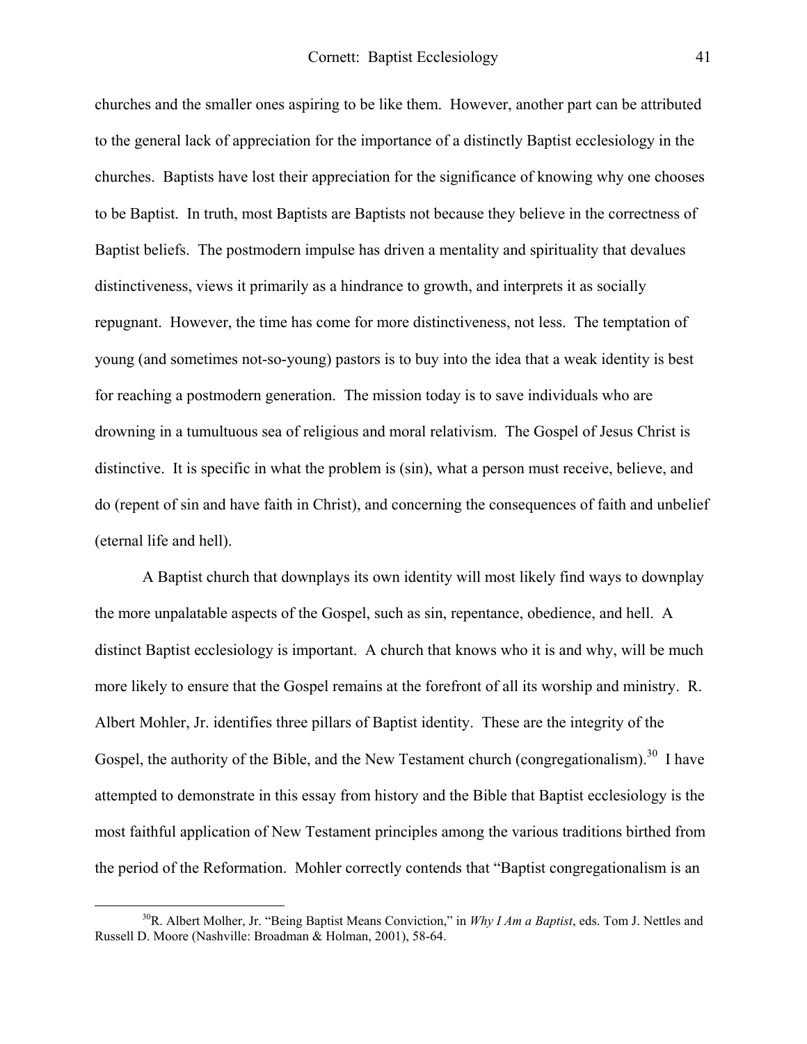churches and the smaller ones aspiring to be like them. However, another part can be attributed to the general lack of appreciation for the importance of a distinctly Baptist ecclesiology in the churches. Baptists have lost their appreciation for the significance of knowing why one chooses to be Baptist. In truth, most Baptists are Baptists not because they believe in the correctness of Baptist beliefs. The postmodern impulse has driven a mentality and spirituality that devalues distinctiveness, views it primarily as a hindrance to growth, and interprets it as socially repugnant. However, the time has come for more distinctiveness, not less. The temptation of young (and sometimes not-so-young) pastors is to buy into the idea that a weak identity is best for reaching a postmodern generation. The mission today is to save individuals who are drowning in a tumultuous sea of religious and moral relativism. The Gospel of Jesus Christ is distinctive. It is specific in what the problem is (sin), what a person must receive, believe, and do (repent of sin and have faith in Christ), and concerning the consequences of faith and unbelief (eternal life and hell).

A Baptist church that downplays its own identity will most likely find ways to downplay the more unpalatable aspects of the Gospel, such as sin, repentance, obedience, and hell. A distinct Baptist ecclesiology is important. A church that knows who it is and why, will be much more likely to ensure that the Gospel remains at the forefront of all its worship and ministry. R. Albert Mohler, Jr. identifies three pillars of Baptist identity. These are the integrity of the Gospel, the authority of the Bible, and the New Testament church (congregationalism).[30] I have attempted to demonstrate in this essay from history and the Bible that Baptist ecclesiology is the most faithful application of New Testament principles among the various traditions birthed from the period of the Reformation. Mohler correctly contends that "Baptist congregationalism is an

---

[30]R. Albert Molher, Jr. "Being Baptist Means Conviction," in *Why I Am a Baptist*, eds. Tom J. Nettles and Russell D. Moore (Nashville: Broadman & Holman, 2001), 58-64.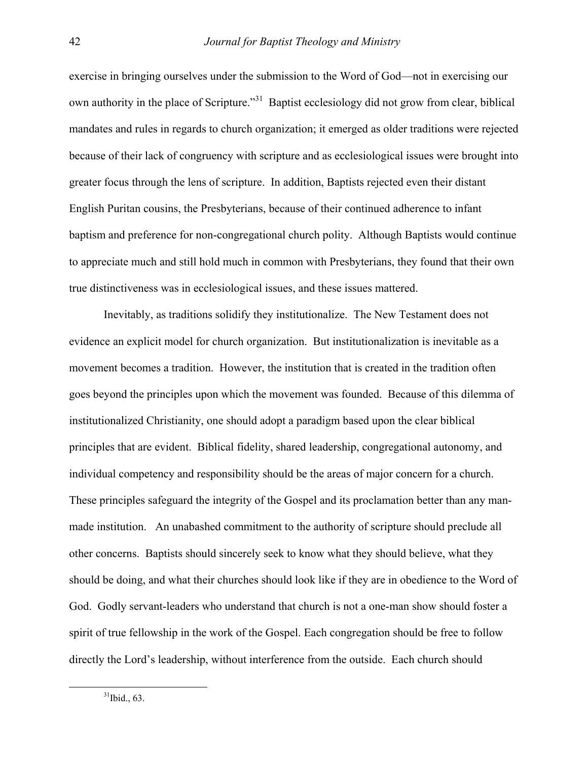exercise in bringing ourselves under the submission to the Word of God—not in exercising our own authority in the place of Scripture."[31] Baptist ecclesiology did not grow from clear, biblical mandates and rules in regards to church organization; it emerged as older traditions were rejected because of their lack of congruency with scripture and as ecclesiological issues were brought into greater focus through the lens of scripture. In addition, Baptists rejected even their distant English Puritan cousins, the Presbyterians, because of their continued adherence to infant baptism and preference for non-congregational church polity. Although Baptists would continue to appreciate much and still hold much in common with Presbyterians, they found that their own true distinctiveness was in ecclesiological issues, and these issues mattered.

Inevitably, as traditions solidify they institutionalize. The New Testament does not evidence an explicit model for church organization. But institutionalization is inevitable as a movement becomes a tradition. However, the institution that is created in the tradition often goes beyond the principles upon which the movement was founded. Because of this dilemma of institutionalized Christianity, one should adopt a paradigm based upon the clear biblical principles that are evident. Biblical fidelity, shared leadership, congregational autonomy, and individual competency and responsibility should be the areas of major concern for a church. These principles safeguard the integrity of the Gospel and its proclamation better than any man-made institution. An unabashed commitment to the authority of scripture should preclude all other concerns. Baptists should sincerely seek to know what they should believe, what they should be doing, and what their churches should look like if they are in obedience to the Word of God. Godly servant-leaders who understand that church is not a one-man show should foster a spirit of true fellowship in the work of the Gospel. Each congregation should be free to follow directly the Lord's leadership, without interference from the outside. Each church should

[31] Ibid., 63.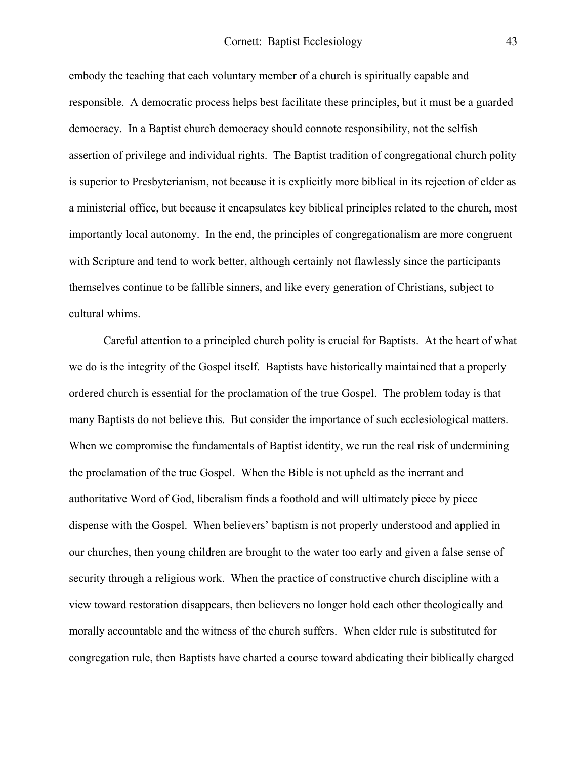embody the teaching that each voluntary member of a church is spiritually capable and responsible. A democratic process helps best facilitate these principles, but it must be a guarded democracy. In a Baptist church democracy should connote responsibility, not the selfish assertion of privilege and individual rights. The Baptist tradition of congregational church polity is superior to Presbyterianism, not because it is explicitly more biblical in its rejection of elder as a ministerial office, but because it encapsulates key biblical principles related to the church, most importantly local autonomy. In the end, the principles of congregationalism are more congruent with Scripture and tend to work better, although certainly not flawlessly since the participants themselves continue to be fallible sinners, and like every generation of Christians, subject to cultural whims.

Careful attention to a principled church polity is crucial for Baptists. At the heart of what we do is the integrity of the Gospel itself. Baptists have historically maintained that a properly ordered church is essential for the proclamation of the true Gospel. The problem today is that many Baptists do not believe this. But consider the importance of such ecclesiological matters. When we compromise the fundamentals of Baptist identity, we run the real risk of undermining the proclamation of the true Gospel. When the Bible is not upheld as the inerrant and authoritative Word of God, liberalism finds a foothold and will ultimately piece by piece dispense with the Gospel. When believers' baptism is not properly understood and applied in our churches, then young children are brought to the water too early and given a false sense of security through a religious work. When the practice of constructive church discipline with a view toward restoration disappears, then believers no longer hold each other theologically and morally accountable and the witness of the church suffers. When elder rule is substituted for congregation rule, then Baptists have charted a course toward abdicating their biblically charged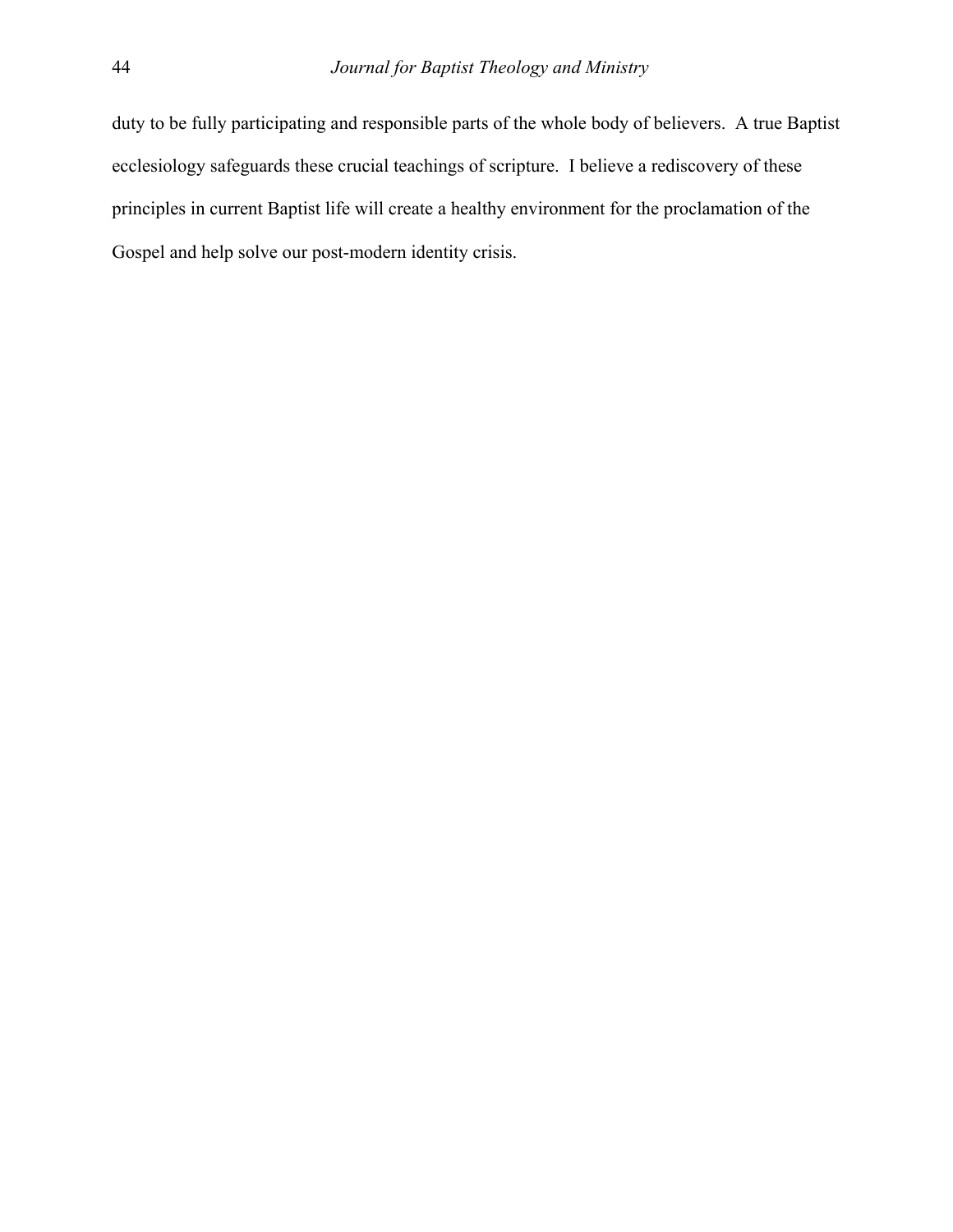duty to be fully participating and responsible parts of the whole body of believers. A true Baptist ecclesiology safeguards these crucial teachings of scripture. I believe a rediscovery of these principles in current Baptist life will create a healthy environment for the proclamation of the Gospel and help solve our post-modern identity crisis.